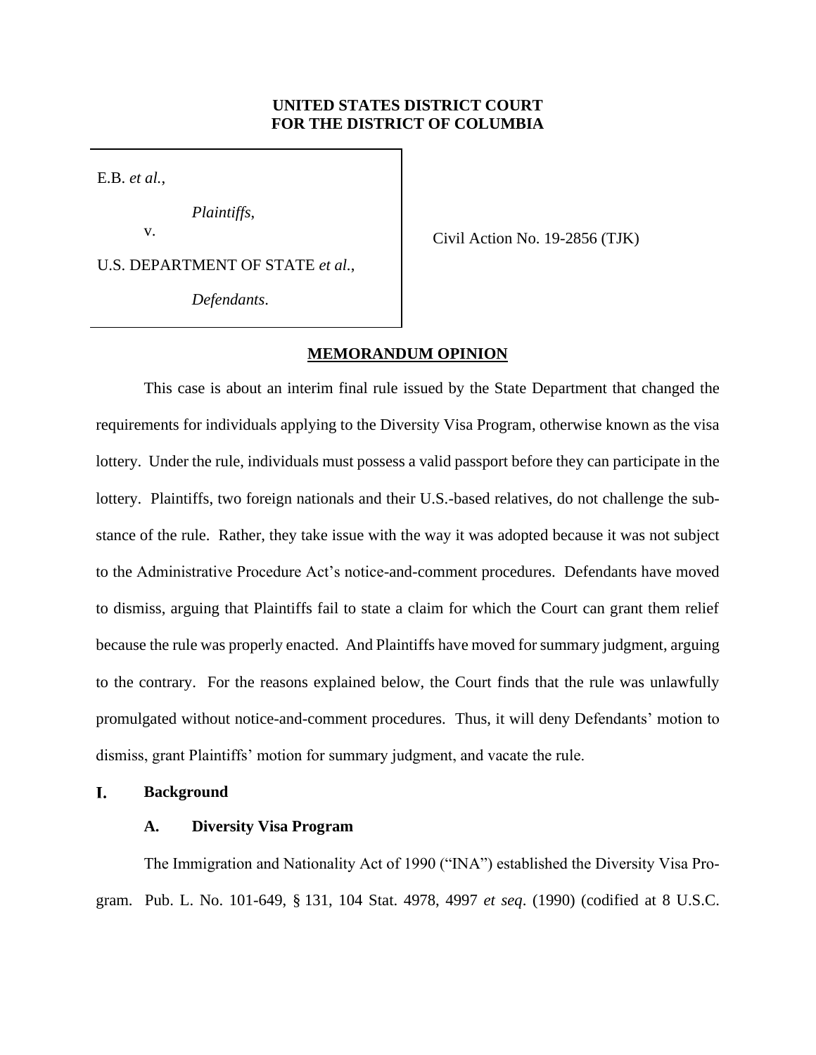**UNITED STATES DISTRICT COURT**
**FOR THE DISTRICT OF COLUMBIA**

E.B. *et al.*,

*Plaintiffs*,

v.

U.S. DEPARTMENT OF STATE *et al.*,

*Defendants*.

Civil Action No. 19-2856 (TJK)

**MEMORANDUM OPINION**

This case is about an interim final rule issued by the State Department that changed the requirements for individuals applying to the Diversity Visa Program, otherwise known as the visa lottery. Under the rule, individuals must possess a valid passport before they can participate in the lottery. Plaintiffs, two foreign nationals and their U.S.-based relatives, do not challenge the substance of the rule. Rather, they take issue with the way it was adopted because it was not subject to the Administrative Procedure Act's notice-and-comment procedures. Defendants have moved to dismiss, arguing that Plaintiffs fail to state a claim for which the Court can grant them relief because the rule was properly enacted. And Plaintiffs have moved for summary judgment, arguing to the contrary. For the reasons explained below, the Court finds that the rule was unlawfully promulgated without notice-and-comment procedures. Thus, it will deny Defendants' motion to dismiss, grant Plaintiffs' motion for summary judgment, and vacate the rule.

## I. Background

### A. Diversity Visa Program

The Immigration and Nationality Act of 1990 ("INA") established the Diversity Visa Program. Pub. L. No. 101-649, § 131, 104 Stat. 4978, 4997 *et seq*. (1990) (codified at 8 U.S.C.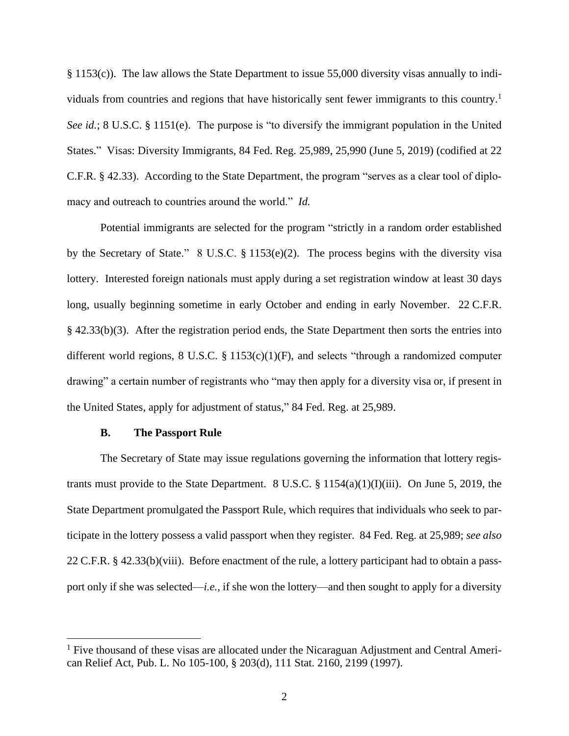§ 1153(c)). The law allows the State Department to issue 55,000 diversity visas annually to individuals from countries and regions that have historically sent fewer immigrants to this country.[1] *See id.*; 8 U.S.C. § 1151(e). The purpose is "to diversify the immigrant population in the United States." Visas: Diversity Immigrants, 84 Fed. Reg. 25,989, 25,990 (June 5, 2019) (codified at 22 C.F.R. § 42.33). According to the State Department, the program "serves as a clear tool of diplomacy and outreach to countries around the world." *Id.*

Potential immigrants are selected for the program "strictly in a random order established by the Secretary of State." 8 U.S.C. § 1153(e)(2). The process begins with the diversity visa lottery. Interested foreign nationals must apply during a set registration window at least 30 days long, usually beginning sometime in early October and ending in early November. 22 C.F.R. § 42.33(b)(3). After the registration period ends, the State Department then sorts the entries into different world regions, 8 U.S.C. § 1153(c)(1)(F), and selects "through a randomized computer drawing" a certain number of registrants who "may then apply for a diversity visa or, if present in the United States, apply for adjustment of status," 84 Fed. Reg. at 25,989.

### B. The Passport Rule

The Secretary of State may issue regulations governing the information that lottery registrants must provide to the State Department. 8 U.S.C. § 1154(a)(1)(I)(iii). On June 5, 2019, the State Department promulgated the Passport Rule, which requires that individuals who seek to participate in the lottery possess a valid passport when they register. 84 Fed. Reg. at 25,989; *see also* 22 C.F.R. § 42.33(b)(viii). Before enactment of the rule, a lottery participant had to obtain a passport only if she was selected—*i.e.*, if she won the lottery—and then sought to apply for a diversity

[1] Five thousand of these visas are allocated under the Nicaraguan Adjustment and Central American Relief Act, Pub. L. No 105-100, § 203(d), 111 Stat. 2160, 2199 (1997).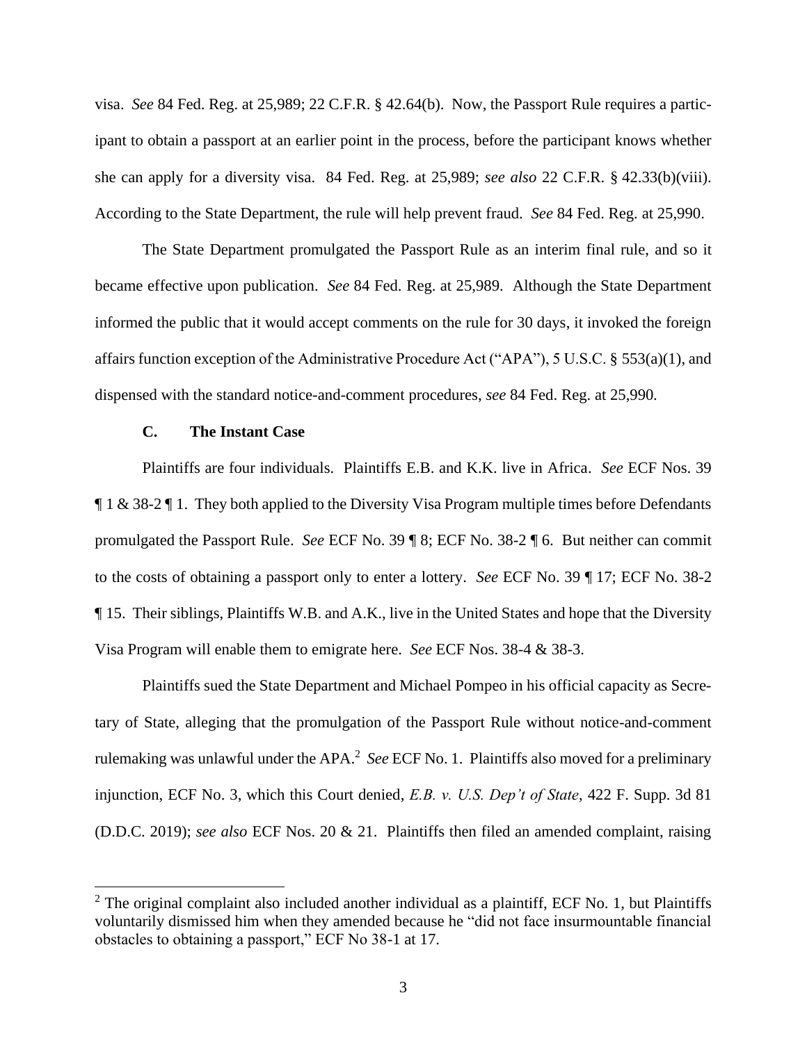visa. *See* 84 Fed. Reg. at 25,989; 22 C.F.R. § 42.64(b). Now, the Passport Rule requires a participant to obtain a passport at an earlier point in the process, before the participant knows whether she can apply for a diversity visa. 84 Fed. Reg. at 25,989; *see also* 22 C.F.R. § 42.33(b)(viii). According to the State Department, the rule will help prevent fraud. *See* 84 Fed. Reg. at 25,990.

The State Department promulgated the Passport Rule as an interim final rule, and so it became effective upon publication. *See* 84 Fed. Reg. at 25,989. Although the State Department informed the public that it would accept comments on the rule for 30 days, it invoked the foreign affairs function exception of the Administrative Procedure Act ("APA"), 5 U.S.C. § 553(a)(1), and dispensed with the standard notice-and-comment procedures, *see* 84 Fed. Reg. at 25,990.

### C. The Instant Case

Plaintiffs are four individuals. Plaintiffs E.B. and K.K. live in Africa. *See* ECF Nos. 39 ¶ 1 & 38-2 ¶ 1. They both applied to the Diversity Visa Program multiple times before Defendants promulgated the Passport Rule. *See* ECF No. 39 ¶ 8; ECF No. 38-2 ¶ 6. But neither can commit to the costs of obtaining a passport only to enter a lottery. *See* ECF No. 39 ¶ 17; ECF No. 38-2 ¶ 15. Their siblings, Plaintiffs W.B. and A.K., live in the United States and hope that the Diversity Visa Program will enable them to emigrate here. *See* ECF Nos. 38-4 & 38-3.

Plaintiffs sued the State Department and Michael Pompeo in his official capacity as Secretary of State, alleging that the promulgation of the Passport Rule without notice-and-comment rulemaking was unlawful under the APA.[2] *See* ECF No. 1. Plaintiffs also moved for a preliminary injunction, ECF No. 3, which this Court denied, *E.B. v. U.S. Dep't of State*, 422 F. Supp. 3d 81 (D.D.C. 2019); *see also* ECF Nos. 20 & 21. Plaintiffs then filed an amended complaint, raising

[2] The original complaint also included another individual as a plaintiff, ECF No. 1, but Plaintiffs voluntarily dismissed him when they amended because he "did not face insurmountable financial obstacles to obtaining a passport," ECF No 38-1 at 17.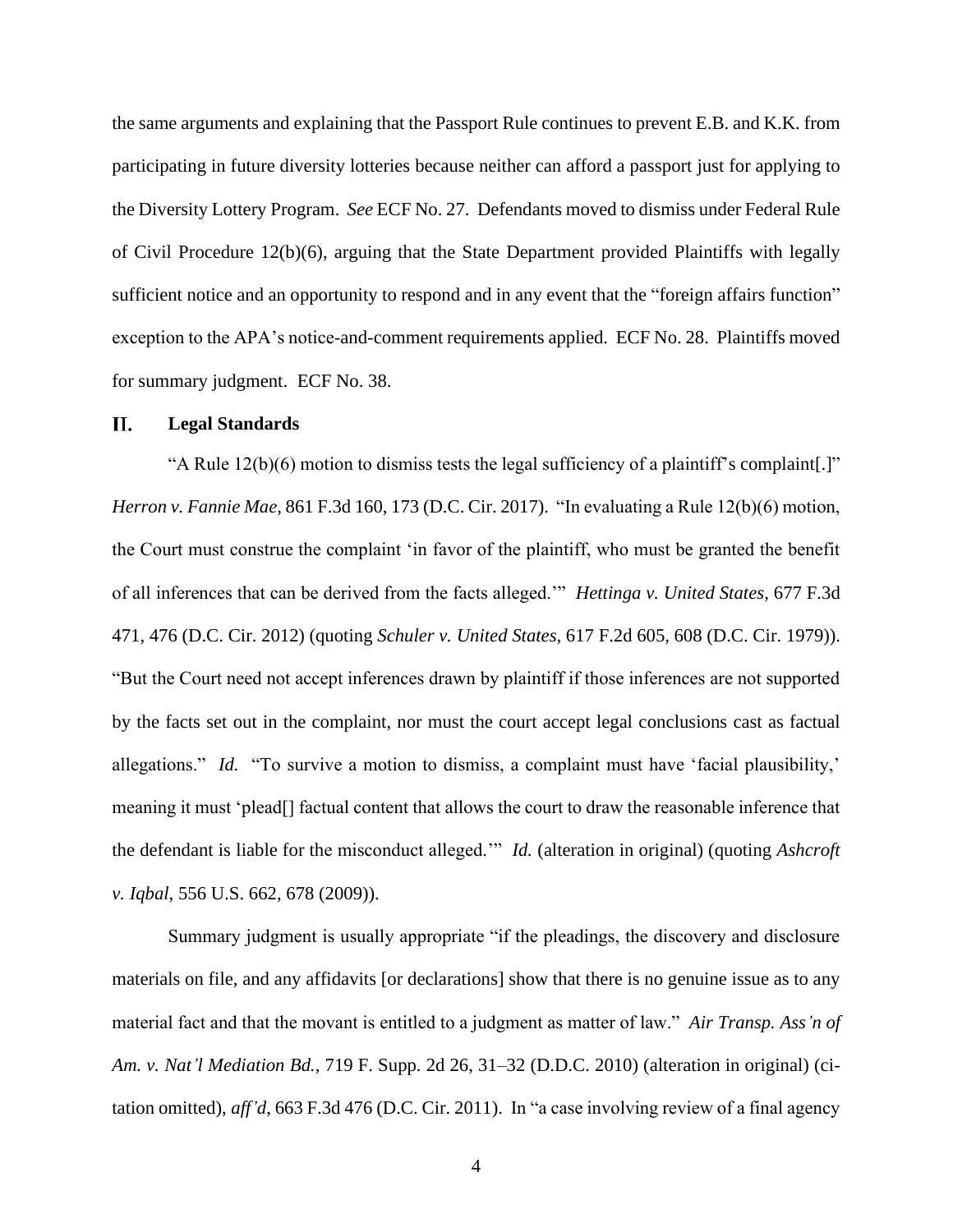the same arguments and explaining that the Passport Rule continues to prevent E.B. and K.K. from participating in future diversity lotteries because neither can afford a passport just for applying to the Diversity Lottery Program. *See* ECF No. 27. Defendants moved to dismiss under Federal Rule of Civil Procedure 12(b)(6), arguing that the State Department provided Plaintiffs with legally sufficient notice and an opportunity to respond and in any event that the "foreign affairs function" exception to the APA's notice-and-comment requirements applied. ECF No. 28. Plaintiffs moved for summary judgment. ECF No. 38.

## II. Legal Standards

"A Rule 12(b)(6) motion to dismiss tests the legal sufficiency of a plaintiff's complaint[.]" *Herron v. Fannie Mae*, 861 F.3d 160, 173 (D.C. Cir. 2017). "In evaluating a Rule 12(b)(6) motion, the Court must construe the complaint 'in favor of the plaintiff, who must be granted the benefit of all inferences that can be derived from the facts alleged.'" *Hettinga v. United States*, 677 F.3d 471, 476 (D.C. Cir. 2012) (quoting *Schuler v. United States*, 617 F.2d 605, 608 (D.C. Cir. 1979)). "But the Court need not accept inferences drawn by plaintiff if those inferences are not supported by the facts set out in the complaint, nor must the court accept legal conclusions cast as factual allegations." *Id.* "To survive a motion to dismiss, a complaint must have 'facial plausibility,' meaning it must 'plead[] factual content that allows the court to draw the reasonable inference that the defendant is liable for the misconduct alleged.'" *Id.* (alteration in original) (quoting *Ashcroft v. Iqbal*, 556 U.S. 662, 678 (2009)).

Summary judgment is usually appropriate "if the pleadings, the discovery and disclosure materials on file, and any affidavits [or declarations] show that there is no genuine issue as to any material fact and that the movant is entitled to a judgment as matter of law." *Air Transp. Ass'n of Am. v. Nat'l Mediation Bd.*, 719 F. Supp. 2d 26, 31–32 (D.D.C. 2010) (alteration in original) (citation omitted), *aff'd*, 663 F.3d 476 (D.C. Cir. 2011). In "a case involving review of a final agency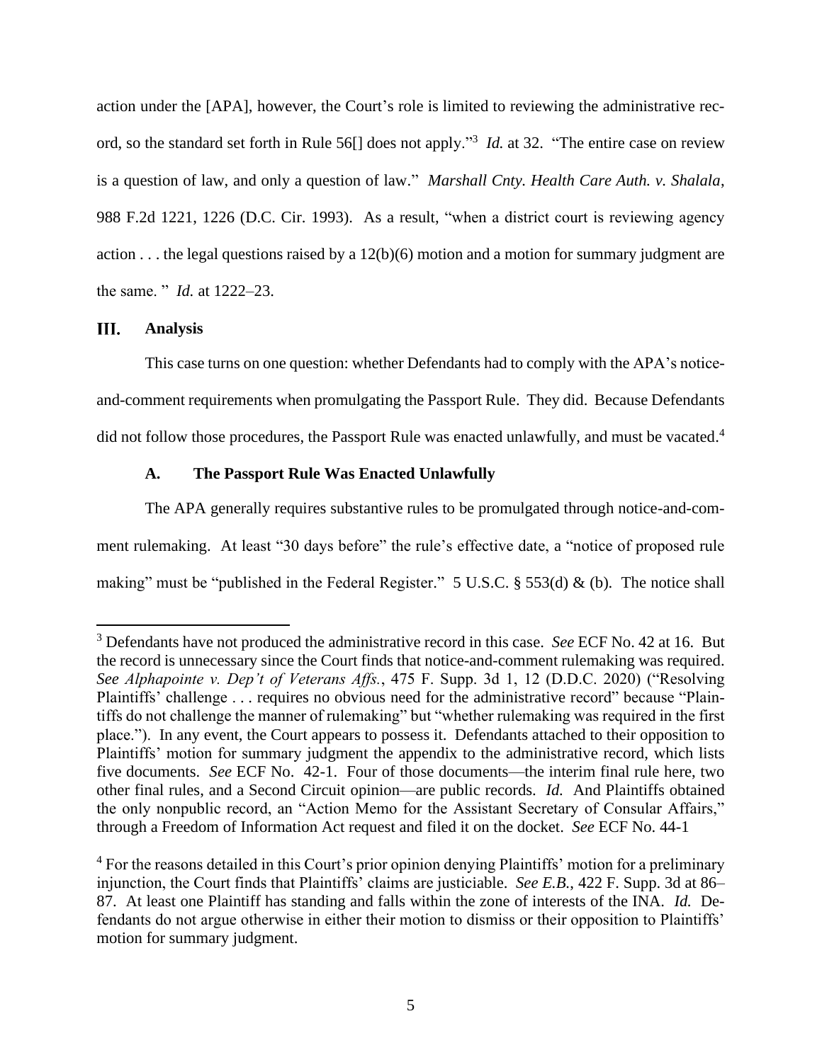action under the [APA], however, the Court's role is limited to reviewing the administrative record, so the standard set forth in Rule 56[] does not apply."[3] *Id.* at 32. "The entire case on review is a question of law, and only a question of law." *Marshall Cnty. Health Care Auth. v. Shalala*, 988 F.2d 1221, 1226 (D.C. Cir. 1993). As a result, "when a district court is reviewing agency action . . . the legal questions raised by a 12(b)(6) motion and a motion for summary judgment are the same. " *Id.* at 1222–23.

## III. Analysis

This case turns on one question: whether Defendants had to comply with the APA's notice-and-comment requirements when promulgating the Passport Rule. They did. Because Defendants did not follow those procedures, the Passport Rule was enacted unlawfully, and must be vacated.[4]

### A. The Passport Rule Was Enacted Unlawfully

The APA generally requires substantive rules to be promulgated through notice-and-comment rulemaking. At least "30 days before" the rule's effective date, a "notice of proposed rule making" must be "published in the Federal Register." 5 U.S.C. § 553(d) & (b). The notice shall

---

[3] Defendants have not produced the administrative record in this case. *See* ECF No. 42 at 16. But the record is unnecessary since the Court finds that notice-and-comment rulemaking was required. *See Alphapointe v. Dep't of Veterans Affs.*, 475 F. Supp. 3d 1, 12 (D.D.C. 2020) ("Resolving Plaintiffs' challenge . . . requires no obvious need for the administrative record" because "Plaintiffs do not challenge the manner of rulemaking" but "whether rulemaking was required in the first place."). In any event, the Court appears to possess it. Defendants attached to their opposition to Plaintiffs' motion for summary judgment the appendix to the administrative record, which lists five documents. *See* ECF No. 42-1. Four of those documents—the interim final rule here, two other final rules, and a Second Circuit opinion—are public records. *Id.* And Plaintiffs obtained the only nonpublic record, an "Action Memo for the Assistant Secretary of Consular Affairs," through a Freedom of Information Act request and filed it on the docket. *See* ECF No. 44-1

[4] For the reasons detailed in this Court's prior opinion denying Plaintiffs' motion for a preliminary injunction, the Court finds that Plaintiffs' claims are justiciable. *See E.B.*, 422 F. Supp. 3d at 86–87. At least one Plaintiff has standing and falls within the zone of interests of the INA. *Id.* Defendants do not argue otherwise in either their motion to dismiss or their opposition to Plaintiffs' motion for summary judgment.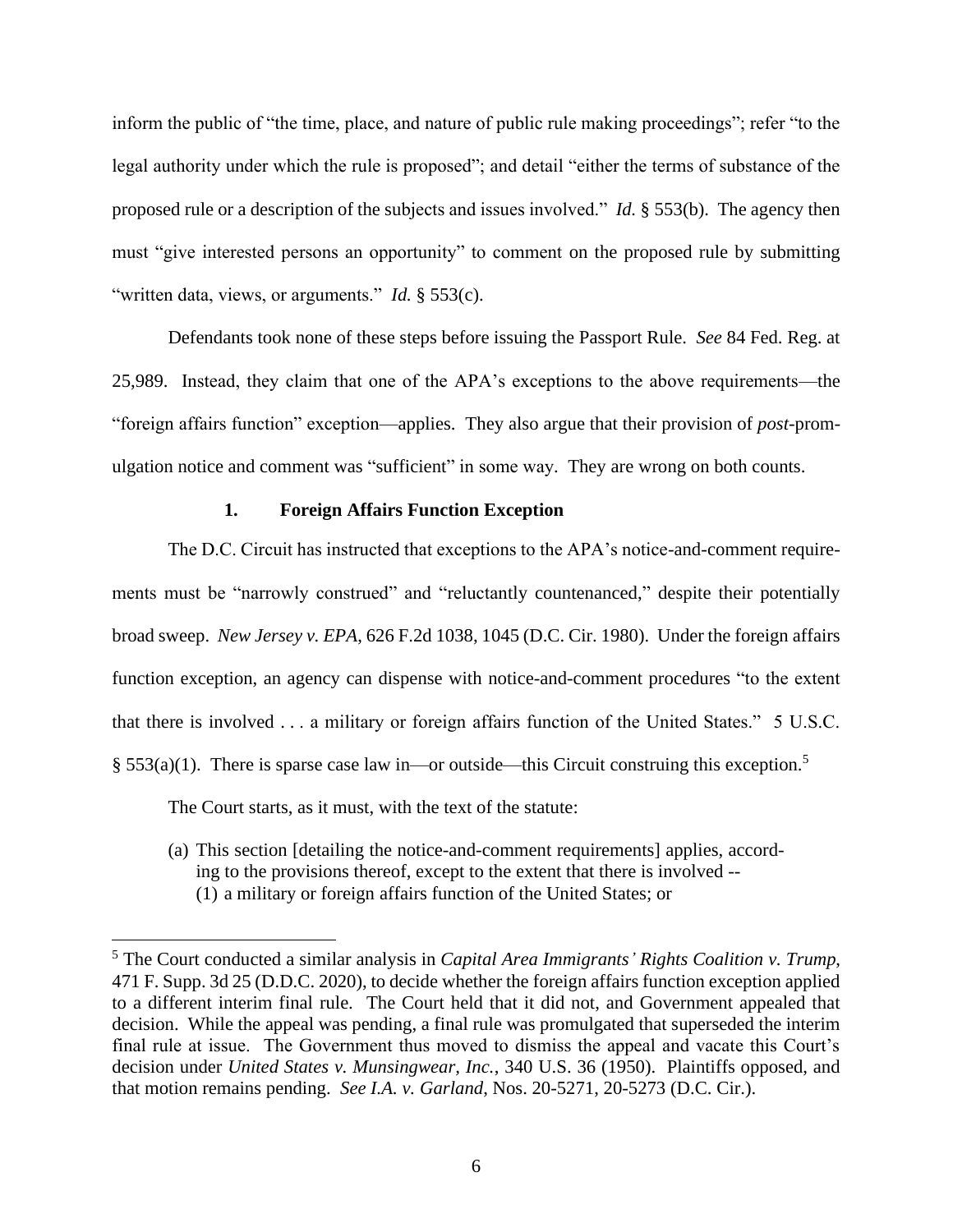inform the public of "the time, place, and nature of public rule making proceedings"; refer "to the legal authority under which the rule is proposed"; and detail "either the terms of substance of the proposed rule or a description of the subjects and issues involved." *Id.* § 553(b). The agency then must "give interested persons an opportunity" to comment on the proposed rule by submitting "written data, views, or arguments." *Id.* § 553(c).

Defendants took none of these steps before issuing the Passport Rule. *See* 84 Fed. Reg. at 25,989. Instead, they claim that one of the APA's exceptions to the above requirements—the "foreign affairs function" exception—applies. They also argue that their provision of *post*-promulgation notice and comment was "sufficient" in some way. They are wrong on both counts.

### 1. Foreign Affairs Function Exception

The D.C. Circuit has instructed that exceptions to the APA's notice-and-comment requirements must be "narrowly construed" and "reluctantly countenanced," despite their potentially broad sweep. *New Jersey v. EPA*, 626 F.2d 1038, 1045 (D.C. Cir. 1980). Under the foreign affairs function exception, an agency can dispense with notice-and-comment procedures "to the extent that there is involved . . . a military or foreign affairs function of the United States." 5 U.S.C. § 553(a)(1). There is sparse case law in—or outside—this Circuit construing this exception.[5]

The Court starts, as it must, with the text of the statute:

> (a) This section [detailing the notice-and-comment requirements] applies, according to the provisions thereof, except to the extent that there is involved --
> (1) a military or foreign affairs function of the United States; or

[5] The Court conducted a similar analysis in *Capital Area Immigrants' Rights Coalition v. Trump*, 471 F. Supp. 3d 25 (D.D.C. 2020), to decide whether the foreign affairs function exception applied to a different interim final rule. The Court held that it did not, and Government appealed that decision. While the appeal was pending, a final rule was promulgated that superseded the interim final rule at issue. The Government thus moved to dismiss the appeal and vacate this Court's decision under *United States v. Munsingwear, Inc.*, 340 U.S. 36 (1950). Plaintiffs opposed, and that motion remains pending. *See I.A. v. Garland*, Nos. 20-5271, 20-5273 (D.C. Cir.).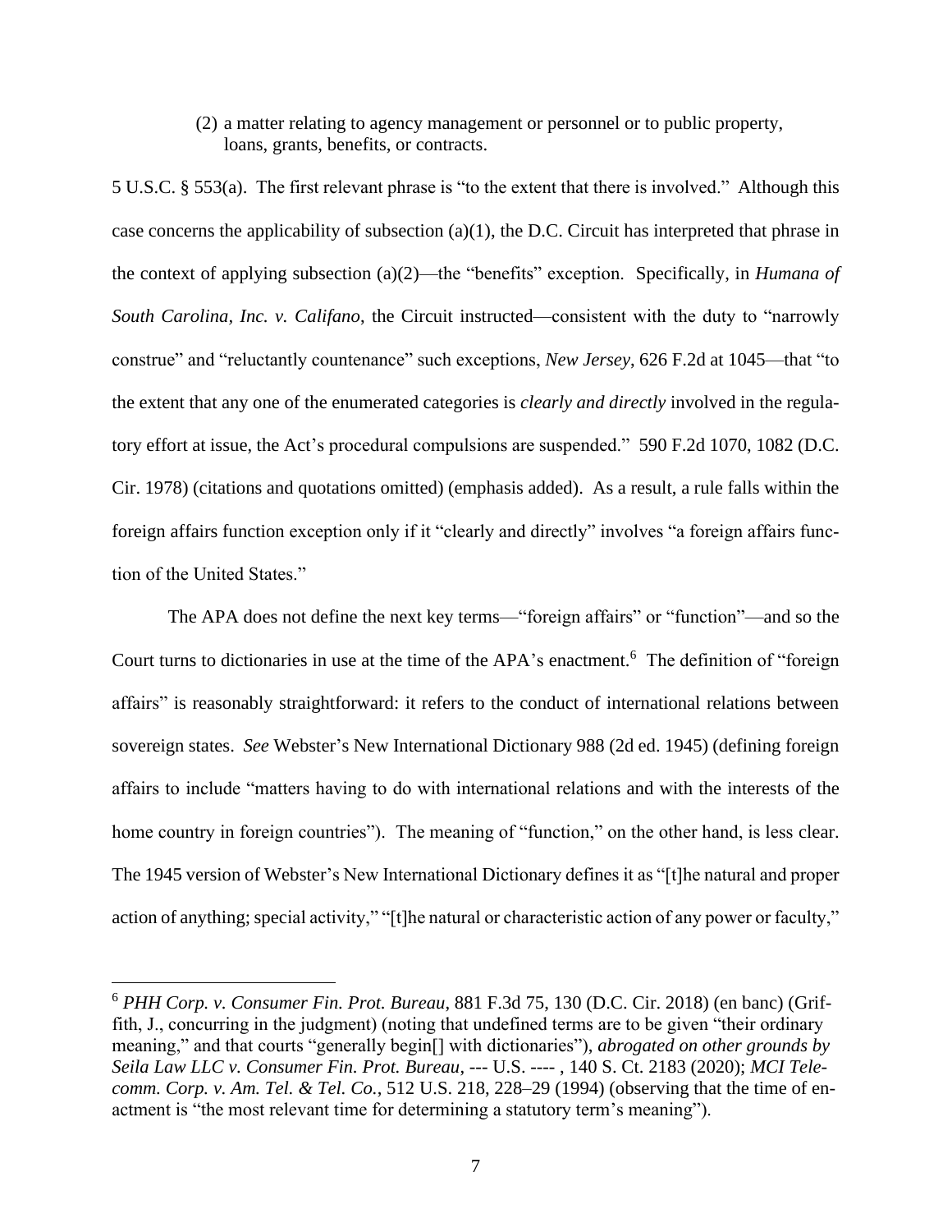(2) a matter relating to agency management or personnel or to public property, loans, grants, benefits, or contracts.

5 U.S.C. § 553(a). The first relevant phrase is "to the extent that there is involved." Although this case concerns the applicability of subsection (a)(1), the D.C. Circuit has interpreted that phrase in the context of applying subsection (a)(2)—the "benefits" exception. Specifically, in *Humana of South Carolina, Inc. v. Califano*, the Circuit instructed—consistent with the duty to "narrowly construe" and "reluctantly countenance" such exceptions, *New Jersey*, 626 F.2d at 1045—that "to the extent that any one of the enumerated categories is *clearly and directly* involved in the regulatory effort at issue, the Act's procedural compulsions are suspended." 590 F.2d 1070, 1082 (D.C. Cir. 1978) (citations and quotations omitted) (emphasis added). As a result, a rule falls within the foreign affairs function exception only if it "clearly and directly" involves "a foreign affairs function of the United States."

The APA does not define the next key terms—"foreign affairs" or "function"—and so the Court turns to dictionaries in use at the time of the APA's enactment.[6] The definition of "foreign affairs" is reasonably straightforward: it refers to the conduct of international relations between sovereign states. *See* Webster's New International Dictionary 988 (2d ed. 1945) (defining foreign affairs to include "matters having to do with international relations and with the interests of the home country in foreign countries"). The meaning of "function," on the other hand, is less clear. The 1945 version of Webster's New International Dictionary defines it as "[t]he natural and proper action of anything; special activity," "[t]he natural or characteristic action of any power or faculty,"

---

[6] *PHH Corp. v. Consumer Fin. Prot. Bureau*, 881 F.3d 75, 130 (D.C. Cir. 2018) (en banc) (Griffith, J., concurring in the judgment) (noting that undefined terms are to be given "their ordinary meaning," and that courts "generally begin[] with dictionaries"), *abrogated on other grounds by Seila Law LLC v. Consumer Fin. Prot. Bureau*, --- U.S. ---- , 140 S. Ct. 2183 (2020); *MCI Telecomm. Corp. v. Am. Tel. & Tel. Co.*, 512 U.S. 218, 228–29 (1994) (observing that the time of enactment is "the most relevant time for determining a statutory term's meaning").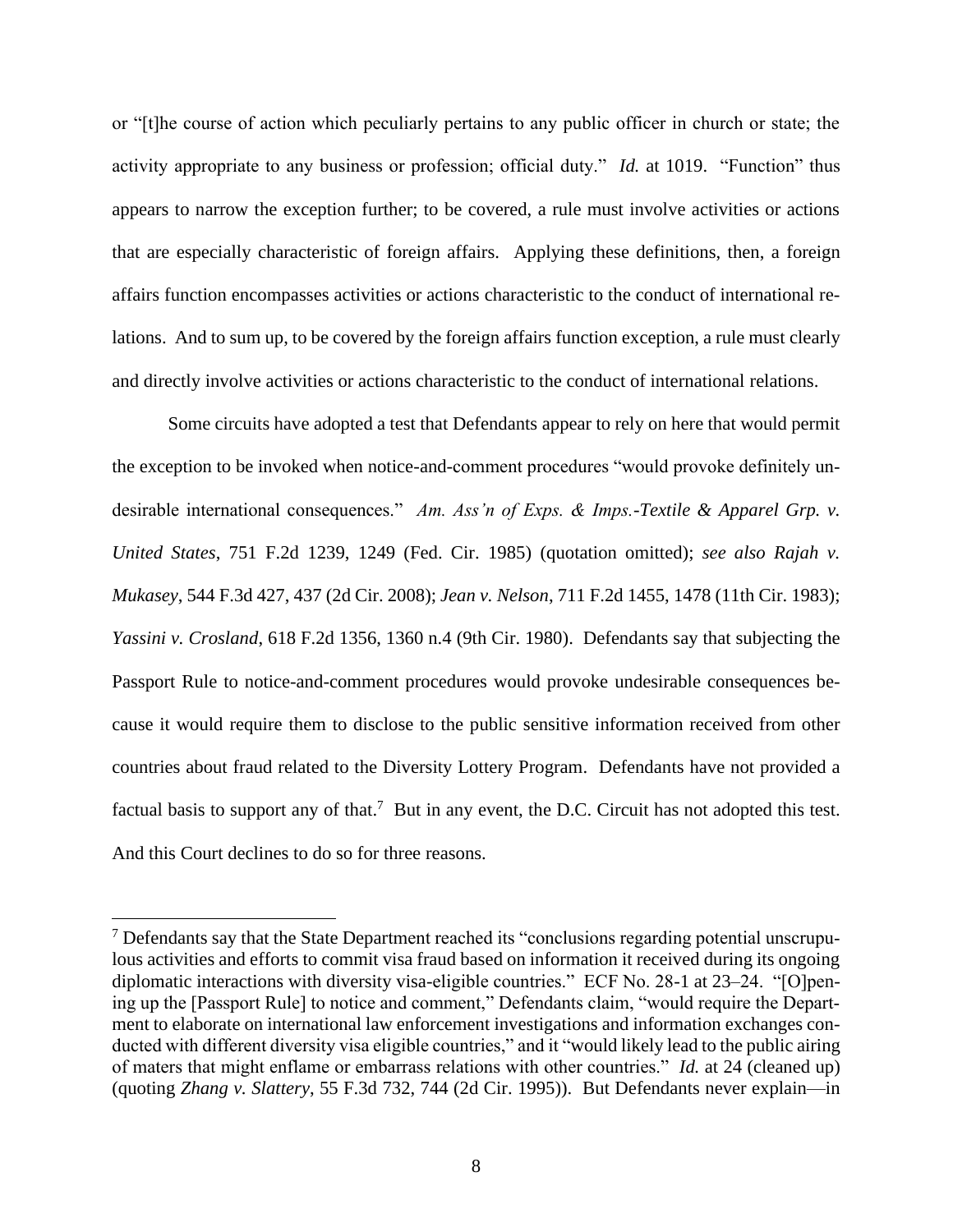or "[t]he course of action which peculiarly pertains to any public officer in church or state; the activity appropriate to any business or profession; official duty." *Id.* at 1019. "Function" thus appears to narrow the exception further; to be covered, a rule must involve activities or actions that are especially characteristic of foreign affairs. Applying these definitions, then, a foreign affairs function encompasses activities or actions characteristic to the conduct of international relations. And to sum up, to be covered by the foreign affairs function exception, a rule must clearly and directly involve activities or actions characteristic to the conduct of international relations.

Some circuits have adopted a test that Defendants appear to rely on here that would permit the exception to be invoked when notice-and-comment procedures "would provoke definitely undesirable international consequences." *Am. Ass'n of Exps. & Imps.-Textile & Apparel Grp. v. United States*, 751 F.2d 1239, 1249 (Fed. Cir. 1985) (quotation omitted); *see also Rajah v. Mukasey*, 544 F.3d 427, 437 (2d Cir. 2008); *Jean v. Nelson*, 711 F.2d 1455, 1478 (11th Cir. 1983); *Yassini v. Crosland*, 618 F.2d 1356, 1360 n.4 (9th Cir. 1980). Defendants say that subjecting the Passport Rule to notice-and-comment procedures would provoke undesirable consequences because it would require them to disclose to the public sensitive information received from other countries about fraud related to the Diversity Lottery Program. Defendants have not provided a factual basis to support any of that.[7] But in any event, the D.C. Circuit has not adopted this test. And this Court declines to do so for three reasons.

[7] Defendants say that the State Department reached its "conclusions regarding potential unscrupulous activities and efforts to commit visa fraud based on information it received during its ongoing diplomatic interactions with diversity visa-eligible countries." ECF No. 28-1 at 23–24. "[O]pening up the [Passport Rule] to notice and comment," Defendants claim, "would require the Department to elaborate on international law enforcement investigations and information exchanges conducted with different diversity visa eligible countries," and it "would likely lead to the public airing of maters that might enflame or embarrass relations with other countries." *Id.* at 24 (cleaned up) (quoting *Zhang v. Slattery*, 55 F.3d 732, 744 (2d Cir. 1995)). But Defendants never explain—in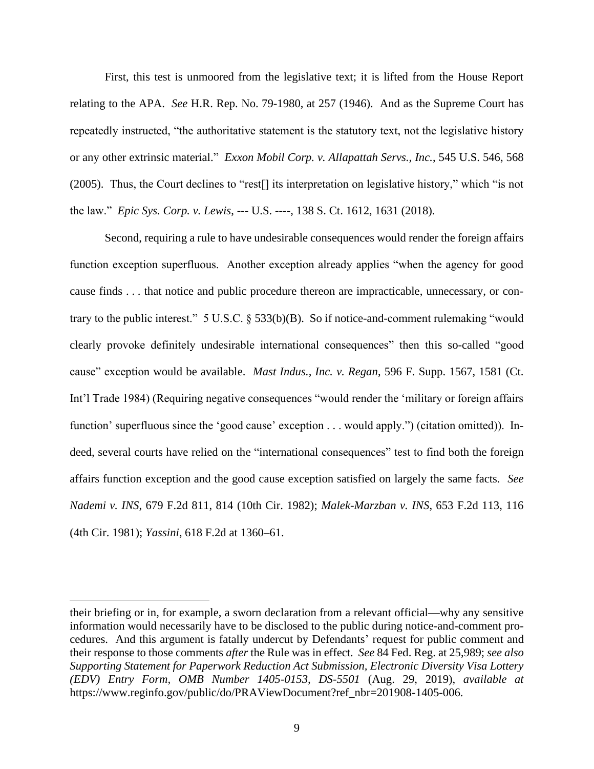First, this test is unmoored from the legislative text; it is lifted from the House Report relating to the APA. *See* H.R. Rep. No. 79-1980, at 257 (1946). And as the Supreme Court has repeatedly instructed, "the authoritative statement is the statutory text, not the legislative history or any other extrinsic material." *Exxon Mobil Corp. v. Allapattah Servs., Inc.*, 545 U.S. 546, 568 (2005). Thus, the Court declines to "rest[] its interpretation on legislative history," which "is not the law." *Epic Sys. Corp. v. Lewis*, --- U.S. ----, 138 S. Ct. 1612, 1631 (2018).

Second, requiring a rule to have undesirable consequences would render the foreign affairs function exception superfluous. Another exception already applies "when the agency for good cause finds . . . that notice and public procedure thereon are impracticable, unnecessary, or contrary to the public interest." 5 U.S.C. § 533(b)(B). So if notice-and-comment rulemaking "would clearly provoke definitely undesirable international consequences" then this so-called "good cause" exception would be available. *Mast Indus., Inc. v. Regan*, 596 F. Supp. 1567, 1581 (Ct. Int'l Trade 1984) (Requiring negative consequences "would render the 'military or foreign affairs function' superfluous since the 'good cause' exception . . . would apply.") (citation omitted)). Indeed, several courts have relied on the "international consequences" test to find both the foreign affairs function exception and the good cause exception satisfied on largely the same facts. *See Nademi v. INS*, 679 F.2d 811, 814 (10th Cir. 1982); *Malek-Marzban v. INS*, 653 F.2d 113, 116 (4th Cir. 1981); *Yassini*, 618 F.2d at 1360–61.

---

their briefing or in, for example, a sworn declaration from a relevant official—why any sensitive information would necessarily have to be disclosed to the public during notice-and-comment procedures. And this argument is fatally undercut by Defendants' request for public comment and their response to those comments *after* the Rule was in effect. *See* 84 Fed. Reg. at 25,989; *see also Supporting Statement for Paperwork Reduction Act Submission, Electronic Diversity Visa Lottery (EDV) Entry Form, OMB Number 1405-0153, DS-5501* (Aug. 29, 2019), *available at* https://www.reginfo.gov/public/do/PRAViewDocument?ref_nbr=201908-1405-006.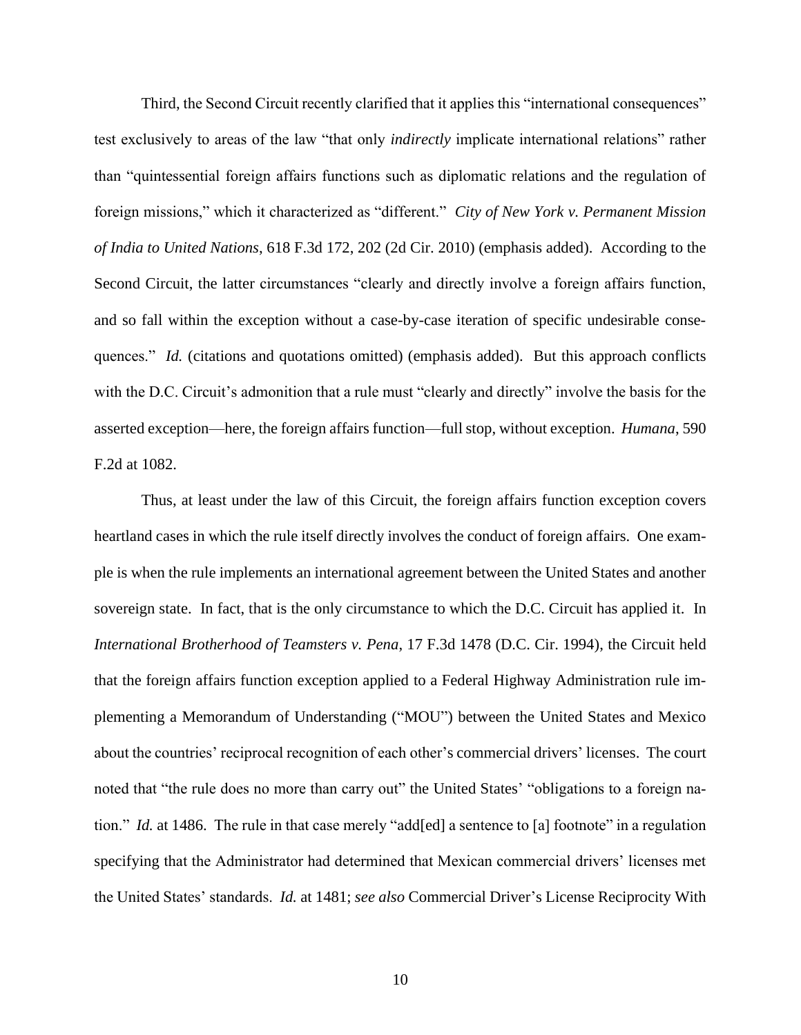Third, the Second Circuit recently clarified that it applies this "international consequences" test exclusively to areas of the law "that only *indirectly* implicate international relations" rather than "quintessential foreign affairs functions such as diplomatic relations and the regulation of foreign missions," which it characterized as "different." *City of New York v. Permanent Mission of India to United Nations*, 618 F.3d 172, 202 (2d Cir. 2010) (emphasis added). According to the Second Circuit, the latter circumstances "clearly and directly involve a foreign affairs function, and so fall within the exception without a case-by-case iteration of specific undesirable consequences." *Id.* (citations and quotations omitted) (emphasis added). But this approach conflicts with the D.C. Circuit's admonition that a rule must "clearly and directly" involve the basis for the asserted exception—here, the foreign affairs function—full stop, without exception. *Humana*, 590 F.2d at 1082.

Thus, at least under the law of this Circuit, the foreign affairs function exception covers heartland cases in which the rule itself directly involves the conduct of foreign affairs. One example is when the rule implements an international agreement between the United States and another sovereign state. In fact, that is the only circumstance to which the D.C. Circuit has applied it. In *International Brotherhood of Teamsters v. Pena*, 17 F.3d 1478 (D.C. Cir. 1994), the Circuit held that the foreign affairs function exception applied to a Federal Highway Administration rule implementing a Memorandum of Understanding ("MOU") between the United States and Mexico about the countries' reciprocal recognition of each other's commercial drivers' licenses. The court noted that "the rule does no more than carry out" the United States' "obligations to a foreign nation." *Id.* at 1486. The rule in that case merely "add[ed] a sentence to [a] footnote" in a regulation specifying that the Administrator had determined that Mexican commercial drivers' licenses met the United States' standards. *Id.* at 1481; *see also* Commercial Driver's License Reciprocity With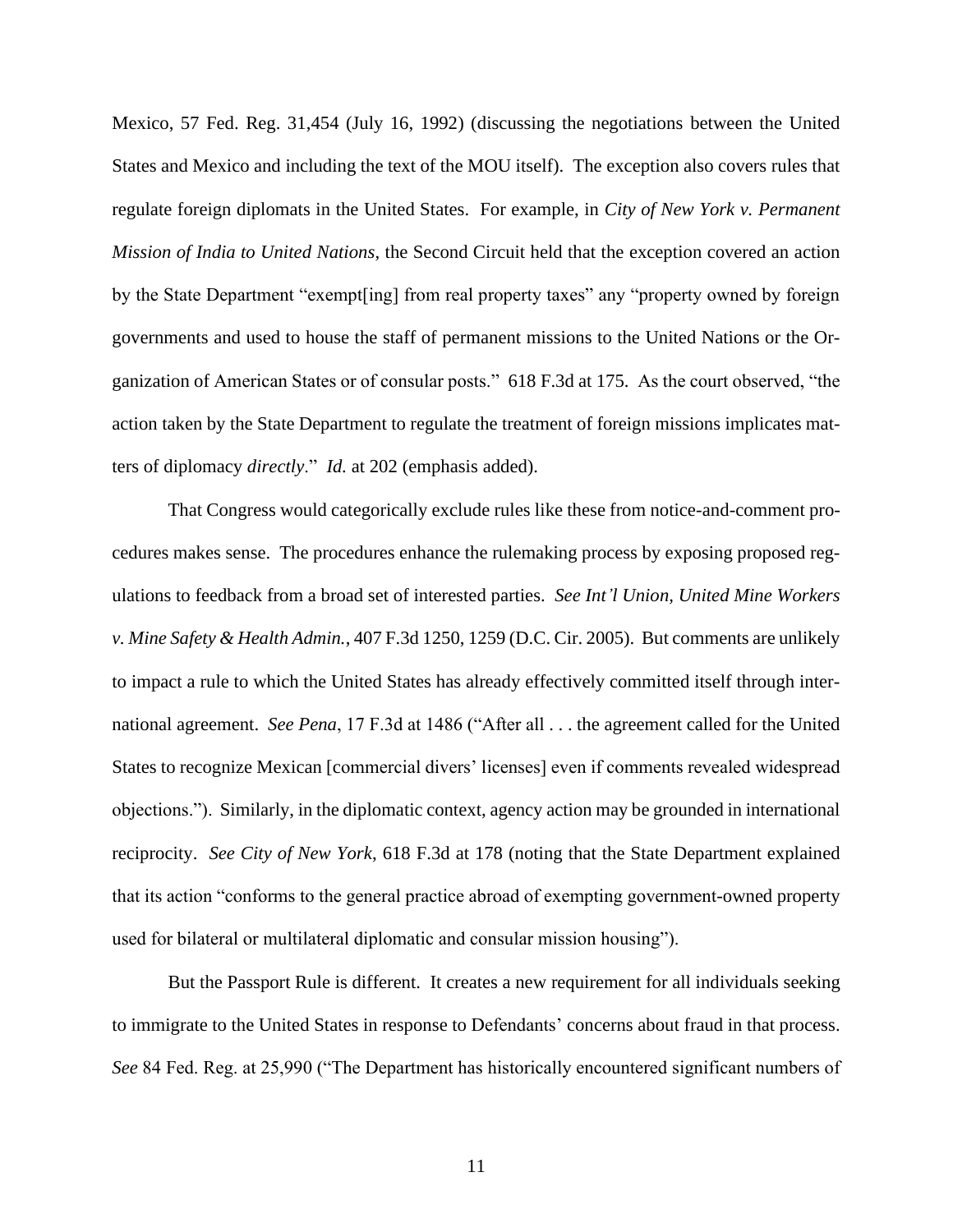Mexico, 57 Fed. Reg. 31,454 (July 16, 1992) (discussing the negotiations between the United States and Mexico and including the text of the MOU itself). The exception also covers rules that regulate foreign diplomats in the United States. For example, in *City of New York v. Permanent Mission of India to United Nations*, the Second Circuit held that the exception covered an action by the State Department "exempt[ing] from real property taxes" any "property owned by foreign governments and used to house the staff of permanent missions to the United Nations or the Organization of American States or of consular posts." 618 F.3d at 175. As the court observed, "the action taken by the State Department to regulate the treatment of foreign missions implicates matters of diplomacy *directly*." *Id.* at 202 (emphasis added).

That Congress would categorically exclude rules like these from notice-and-comment procedures makes sense. The procedures enhance the rulemaking process by exposing proposed regulations to feedback from a broad set of interested parties. *See Int'l Union, United Mine Workers v. Mine Safety & Health Admin.*, 407 F.3d 1250, 1259 (D.C. Cir. 2005). But comments are unlikely to impact a rule to which the United States has already effectively committed itself through international agreement. *See Pena*, 17 F.3d at 1486 ("After all . . . the agreement called for the United States to recognize Mexican [commercial divers' licenses] even if comments revealed widespread objections."). Similarly, in the diplomatic context, agency action may be grounded in international reciprocity. *See City of New York*, 618 F.3d at 178 (noting that the State Department explained that its action "conforms to the general practice abroad of exempting government-owned property used for bilateral or multilateral diplomatic and consular mission housing").

But the Passport Rule is different. It creates a new requirement for all individuals seeking to immigrate to the United States in response to Defendants' concerns about fraud in that process. *See* 84 Fed. Reg. at 25,990 ("The Department has historically encountered significant numbers of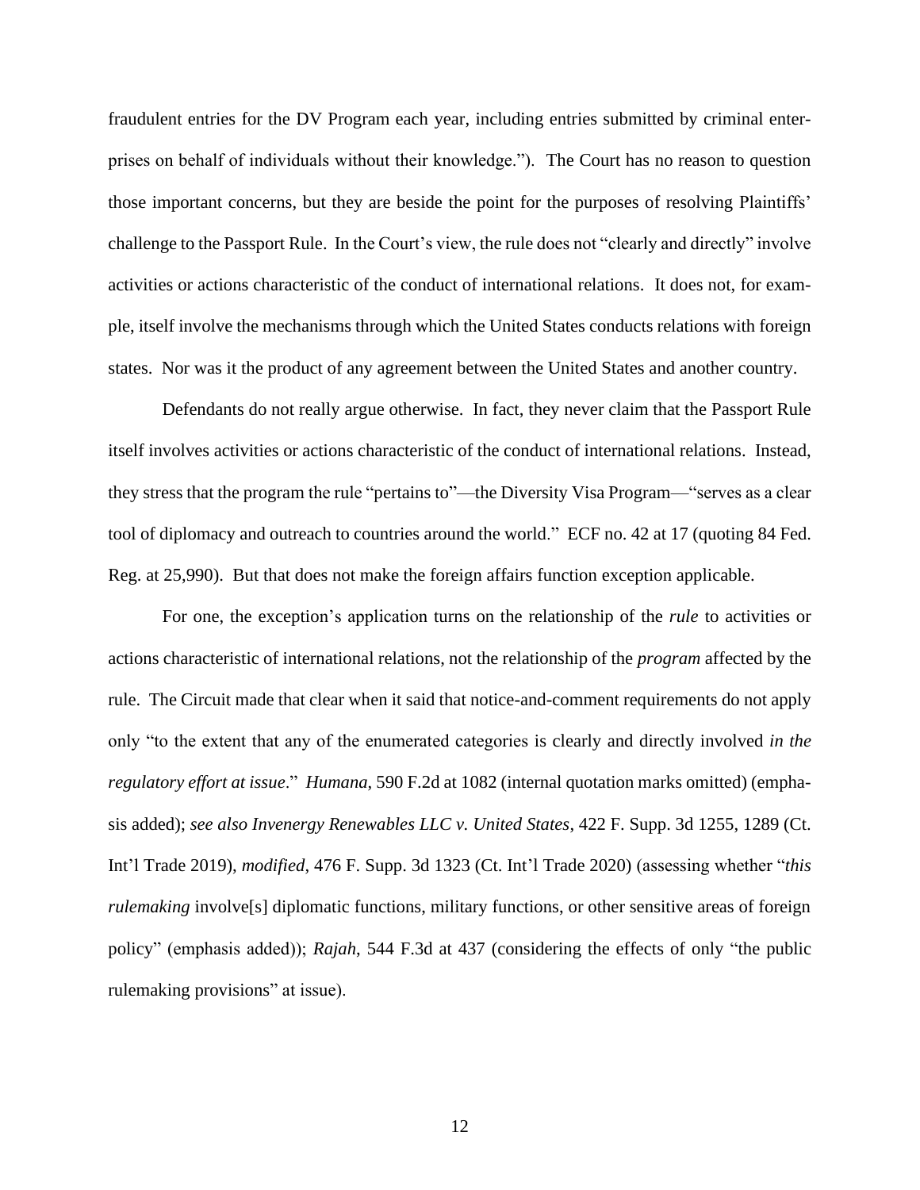fraudulent entries for the DV Program each year, including entries submitted by criminal enterprises on behalf of individuals without their knowledge."). The Court has no reason to question those important concerns, but they are beside the point for the purposes of resolving Plaintiffs' challenge to the Passport Rule. In the Court's view, the rule does not "clearly and directly" involve activities or actions characteristic of the conduct of international relations. It does not, for example, itself involve the mechanisms through which the United States conducts relations with foreign states. Nor was it the product of any agreement between the United States and another country.

Defendants do not really argue otherwise. In fact, they never claim that the Passport Rule itself involves activities or actions characteristic of the conduct of international relations. Instead, they stress that the program the rule "pertains to"—the Diversity Visa Program—"serves as a clear tool of diplomacy and outreach to countries around the world." ECF no. 42 at 17 (quoting 84 Fed. Reg. at 25,990). But that does not make the foreign affairs function exception applicable.

For one, the exception's application turns on the relationship of the *rule* to activities or actions characteristic of international relations, not the relationship of the *program* affected by the rule. The Circuit made that clear when it said that notice-and-comment requirements do not apply only "to the extent that any of the enumerated categories is clearly and directly involved *in the regulatory effort at issue*." *Humana*, 590 F.2d at 1082 (internal quotation marks omitted) (emphasis added); *see also Invenergy Renewables LLC v. United States*, 422 F. Supp. 3d 1255, 1289 (Ct. Int'l Trade 2019), *modified*, 476 F. Supp. 3d 1323 (Ct. Int'l Trade 2020) (assessing whether "*this rulemaking* involve[s] diplomatic functions, military functions, or other sensitive areas of foreign policy" (emphasis added)); *Rajah*, 544 F.3d at 437 (considering the effects of only "the public rulemaking provisions" at issue).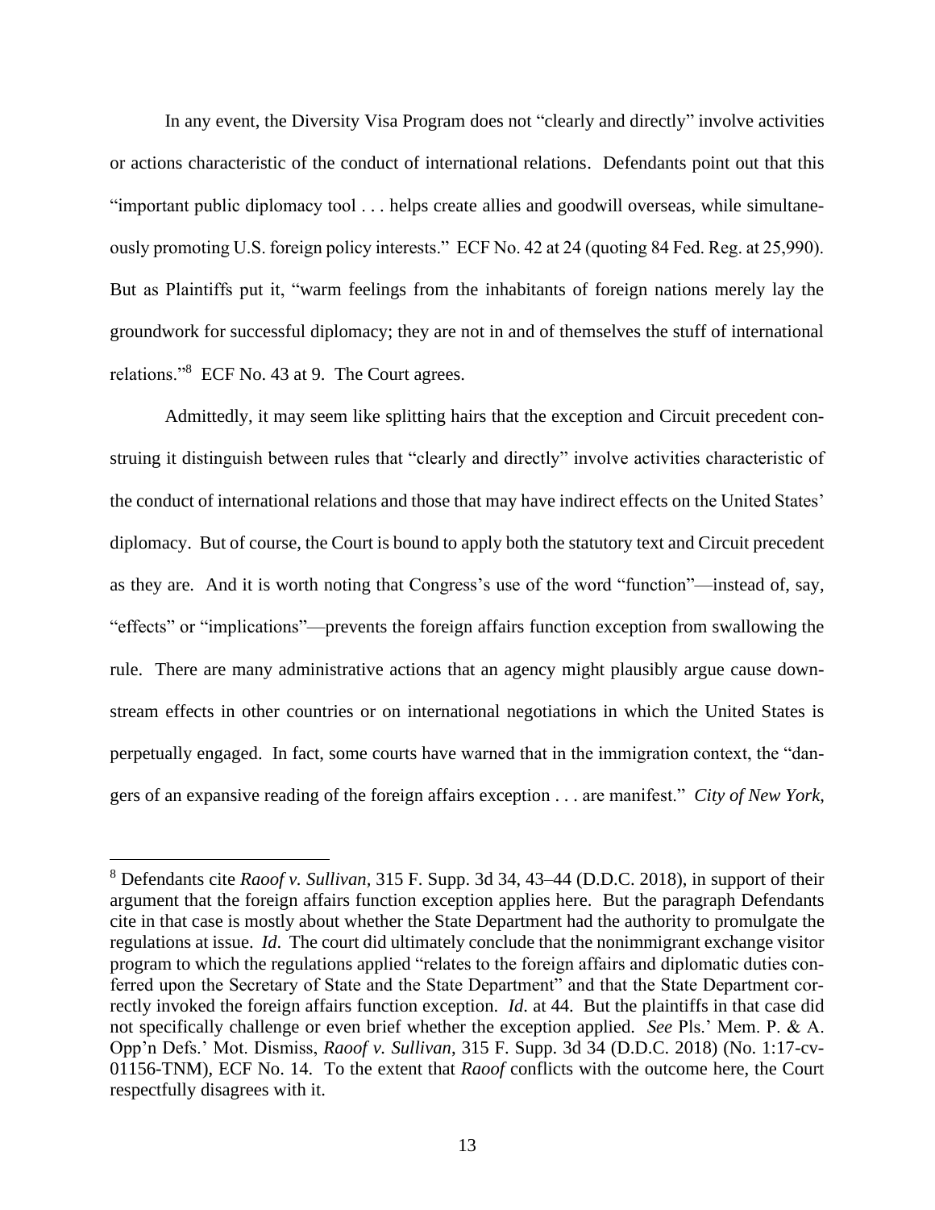In any event, the Diversity Visa Program does not "clearly and directly" involve activities or actions characteristic of the conduct of international relations. Defendants point out that this "important public diplomacy tool . . . helps create allies and goodwill overseas, while simultaneously promoting U.S. foreign policy interests." ECF No. 42 at 24 (quoting 84 Fed. Reg. at 25,990). But as Plaintiffs put it, "warm feelings from the inhabitants of foreign nations merely lay the groundwork for successful diplomacy; they are not in and of themselves the stuff of international relations."[8] ECF No. 43 at 9. The Court agrees.

Admittedly, it may seem like splitting hairs that the exception and Circuit precedent construing it distinguish between rules that "clearly and directly" involve activities characteristic of the conduct of international relations and those that may have indirect effects on the United States' diplomacy. But of course, the Court is bound to apply both the statutory text and Circuit precedent as they are. And it is worth noting that Congress's use of the word "function"—instead of, say, "effects" or "implications"—prevents the foreign affairs function exception from swallowing the rule. There are many administrative actions that an agency might plausibly argue cause downstream effects in other countries or on international negotiations in which the United States is perpetually engaged. In fact, some courts have warned that in the immigration context, the "dangers of an expansive reading of the foreign affairs exception . . . are manifest." *City of New York*,

---

[8] Defendants cite *Raoof v. Sullivan*, 315 F. Supp. 3d 34, 43–44 (D.D.C. 2018), in support of their argument that the foreign affairs function exception applies here. But the paragraph Defendants cite in that case is mostly about whether the State Department had the authority to promulgate the regulations at issue. *Id*. The court did ultimately conclude that the nonimmigrant exchange visitor program to which the regulations applied "relates to the foreign affairs and diplomatic duties conferred upon the Secretary of State and the State Department" and that the State Department correctly invoked the foreign affairs function exception. *Id*. at 44. But the plaintiffs in that case did not specifically challenge or even brief whether the exception applied. *See* Pls.' Mem. P. & A. Opp'n Defs.' Mot. Dismiss, *Raoof v. Sullivan*, 315 F. Supp. 3d 34 (D.D.C. 2018) (No. 1:17-cv-01156-TNM), ECF No. 14. To the extent that *Raoof* conflicts with the outcome here, the Court respectfully disagrees with it.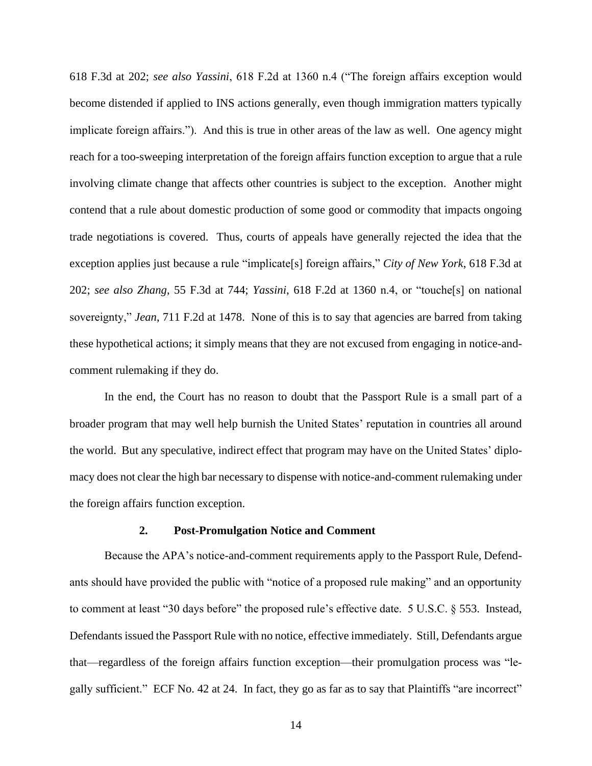618 F.3d at 202; *see also Yassini*, 618 F.2d at 1360 n.4 ("The foreign affairs exception would become distended if applied to INS actions generally, even though immigration matters typically implicate foreign affairs."). And this is true in other areas of the law as well. One agency might reach for a too-sweeping interpretation of the foreign affairs function exception to argue that a rule involving climate change that affects other countries is subject to the exception. Another might contend that a rule about domestic production of some good or commodity that impacts ongoing trade negotiations is covered. Thus, courts of appeals have generally rejected the idea that the exception applies just because a rule "implicate[s] foreign affairs," *City of New York*, 618 F.3d at 202; *see also Zhang*, 55 F.3d at 744; *Yassini*, 618 F.2d at 1360 n.4, or "touche[s] on national sovereignty," *Jean*, 711 F.2d at 1478. None of this is to say that agencies are barred from taking these hypothetical actions; it simply means that they are not excused from engaging in notice-and-comment rulemaking if they do.

In the end, the Court has no reason to doubt that the Passport Rule is a small part of a broader program that may well help burnish the United States' reputation in countries all around the world. But any speculative, indirect effect that program may have on the United States' diplomacy does not clear the high bar necessary to dispense with notice-and-comment rulemaking under the foreign affairs function exception.

### 2. Post-Promulgation Notice and Comment

Because the APA's notice-and-comment requirements apply to the Passport Rule, Defendants should have provided the public with "notice of a proposed rule making" and an opportunity to comment at least "30 days before" the proposed rule's effective date. 5 U.S.C. § 553. Instead, Defendants issued the Passport Rule with no notice, effective immediately. Still, Defendants argue that—regardless of the foreign affairs function exception—their promulgation process was "legally sufficient." ECF No. 42 at 24. In fact, they go as far as to say that Plaintiffs "are incorrect"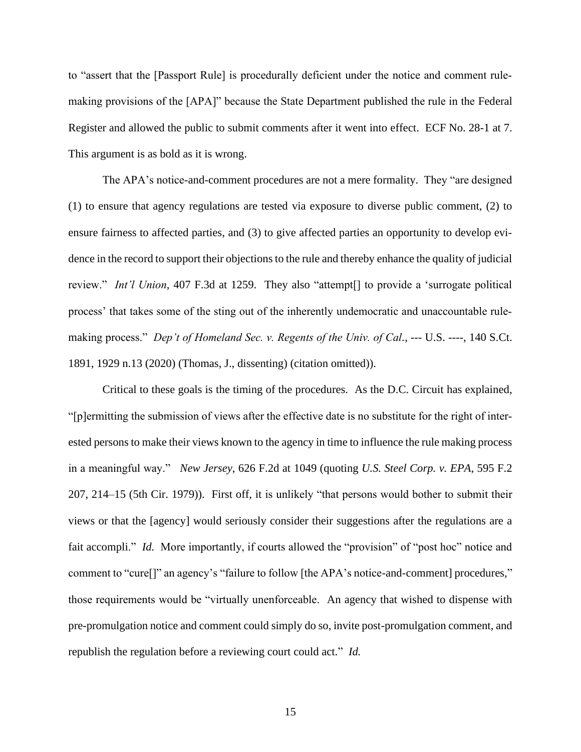to "assert that the [Passport Rule] is procedurally deficient under the notice and comment rule-making provisions of the [APA]" because the State Department published the rule in the Federal Register and allowed the public to submit comments after it went into effect. ECF No. 28-1 at 7. This argument is as bold as it is wrong.

The APA's notice-and-comment procedures are not a mere formality. They "are designed (1) to ensure that agency regulations are tested via exposure to diverse public comment, (2) to ensure fairness to affected parties, and (3) to give affected parties an opportunity to develop evidence in the record to support their objections to the rule and thereby enhance the quality of judicial review." *Int'l Union*, 407 F.3d at 1259. They also "attempt[] to provide a 'surrogate political process' that takes some of the sting out of the inherently undemocratic and unaccountable rule-making process." *Dep't of Homeland Sec. v. Regents of the Univ. of Cal.*, --- U.S. ----, 140 S.Ct. 1891, 1929 n.13 (2020) (Thomas, J., dissenting) (citation omitted)).

Critical to these goals is the timing of the procedures. As the D.C. Circuit has explained, "[p]ermitting the submission of views after the effective date is no substitute for the right of interested persons to make their views known to the agency in time to influence the rule making process in a meaningful way." *New Jersey*, 626 F.2d at 1049 (quoting *U.S. Steel Corp. v. EPA*, 595 F.2 207, 214–15 (5th Cir. 1979)). First off, it is unlikely "that persons would bother to submit their views or that the [agency] would seriously consider their suggestions after the regulations are a fait accompli." *Id.* More importantly, if courts allowed the "provision" of "post hoc" notice and comment to "cure[]" an agency's "failure to follow [the APA's notice-and-comment] procedures," those requirements would be "virtually unenforceable. An agency that wished to dispense with pre-promulgation notice and comment could simply do so, invite post-promulgation comment, and republish the regulation before a reviewing court could act." *Id.*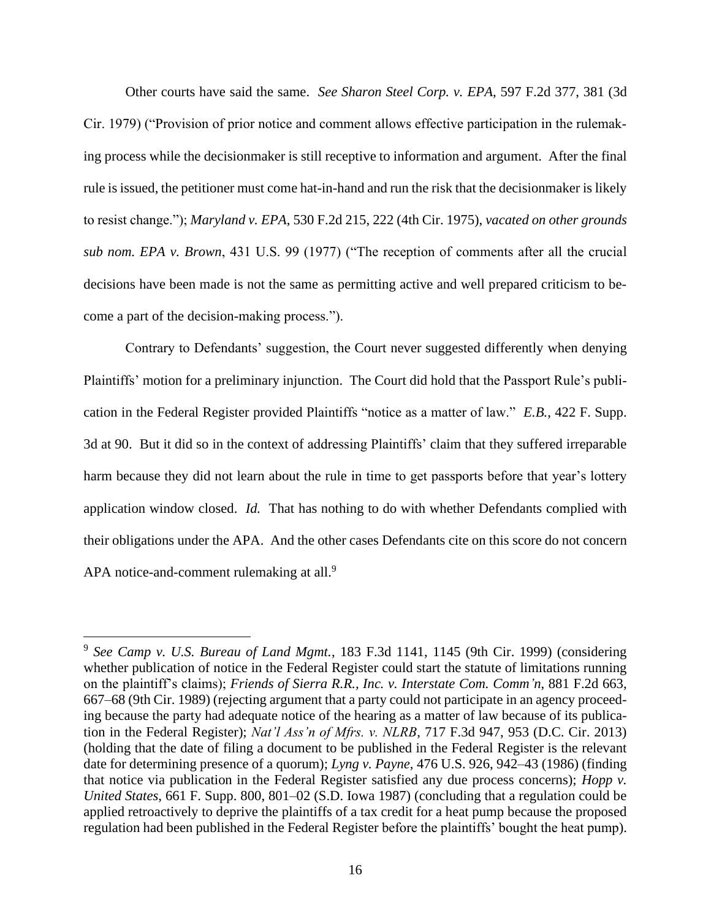Other courts have said the same. *See Sharon Steel Corp. v. EPA*, 597 F.2d 377, 381 (3d Cir. 1979) ("Provision of prior notice and comment allows effective participation in the rulemaking process while the decisionmaker is still receptive to information and argument. After the final rule is issued, the petitioner must come hat-in-hand and run the risk that the decisionmaker is likely to resist change."); *Maryland v. EPA*, 530 F.2d 215, 222 (4th Cir. 1975), *vacated on other grounds sub nom. EPA v. Brown*, 431 U.S. 99 (1977) ("The reception of comments after all the crucial decisions have been made is not the same as permitting active and well prepared criticism to become a part of the decision-making process.").

Contrary to Defendants' suggestion, the Court never suggested differently when denying Plaintiffs' motion for a preliminary injunction. The Court did hold that the Passport Rule's publication in the Federal Register provided Plaintiffs "notice as a matter of law." *E.B.*, 422 F. Supp. 3d at 90. But it did so in the context of addressing Plaintiffs' claim that they suffered irreparable harm because they did not learn about the rule in time to get passports before that year's lottery application window closed. *Id.* That has nothing to do with whether Defendants complied with their obligations under the APA. And the other cases Defendants cite on this score do not concern APA notice-and-comment rulemaking at all.[9]

---

[9] *See Camp v. U.S. Bureau of Land Mgmt.*, 183 F.3d 1141, 1145 (9th Cir. 1999) (considering whether publication of notice in the Federal Register could start the statute of limitations running on the plaintiff's claims); *Friends of Sierra R.R., Inc. v. Interstate Com. Comm'n*, 881 F.2d 663, 667–68 (9th Cir. 1989) (rejecting argument that a party could not participate in an agency proceeding because the party had adequate notice of the hearing as a matter of law because of its publication in the Federal Register); *Nat'l Ass'n of Mfrs. v. NLRB*, 717 F.3d 947, 953 (D.C. Cir. 2013) (holding that the date of filing a document to be published in the Federal Register is the relevant date for determining presence of a quorum); *Lyng v. Payne*, 476 U.S. 926, 942–43 (1986) (finding that notice via publication in the Federal Register satisfied any due process concerns); *Hopp v. United States*, 661 F. Supp. 800, 801–02 (S.D. Iowa 1987) (concluding that a regulation could be applied retroactively to deprive the plaintiffs of a tax credit for a heat pump because the proposed regulation had been published in the Federal Register before the plaintiffs' bought the heat pump).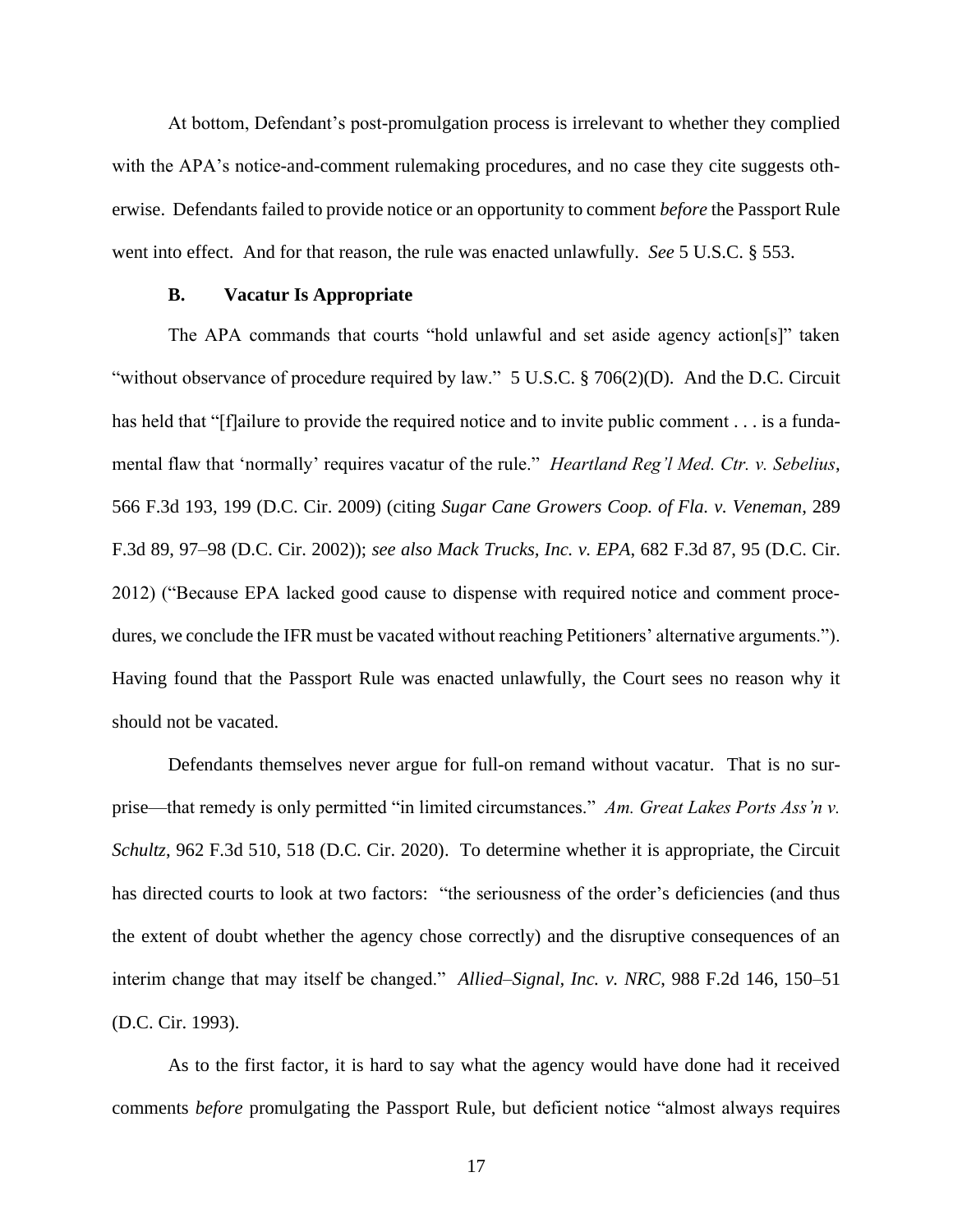At bottom, Defendant's post-promulgation process is irrelevant to whether they complied with the APA's notice-and-comment rulemaking procedures, and no case they cite suggests otherwise. Defendants failed to provide notice or an opportunity to comment *before* the Passport Rule went into effect. And for that reason, the rule was enacted unlawfully. *See* 5 U.S.C. § 553.

### B. Vacatur Is Appropriate

The APA commands that courts "hold unlawful and set aside agency action[s]" taken "without observance of procedure required by law." 5 U.S.C. § 706(2)(D). And the D.C. Circuit has held that "[f]ailure to provide the required notice and to invite public comment . . . is a fundamental flaw that 'normally' requires vacatur of the rule." *Heartland Reg'l Med. Ctr. v. Sebelius*, 566 F.3d 193, 199 (D.C. Cir. 2009) (citing *Sugar Cane Growers Coop. of Fla. v. Veneman*, 289 F.3d 89, 97–98 (D.C. Cir. 2002)); *see also Mack Trucks, Inc. v. EPA*, 682 F.3d 87, 95 (D.C. Cir. 2012) ("Because EPA lacked good cause to dispense with required notice and comment procedures, we conclude the IFR must be vacated without reaching Petitioners' alternative arguments."). Having found that the Passport Rule was enacted unlawfully, the Court sees no reason why it should not be vacated.

Defendants themselves never argue for full-on remand without vacatur. That is no surprise—that remedy is only permitted "in limited circumstances." *Am. Great Lakes Ports Ass'n v. Schultz*, 962 F.3d 510, 518 (D.C. Cir. 2020). To determine whether it is appropriate, the Circuit has directed courts to look at two factors: "the seriousness of the order's deficiencies (and thus the extent of doubt whether the agency chose correctly) and the disruptive consequences of an interim change that may itself be changed." *Allied–Signal, Inc. v. NRC*, 988 F.2d 146, 150–51 (D.C. Cir. 1993).

As to the first factor, it is hard to say what the agency would have done had it received comments *before* promulgating the Passport Rule, but deficient notice "almost always requires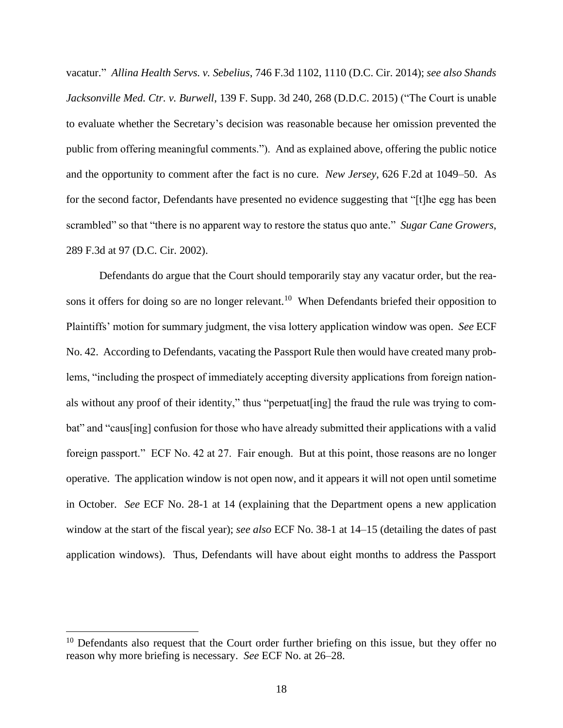vacatur." *Allina Health Servs. v. Sebelius*, 746 F.3d 1102, 1110 (D.C. Cir. 2014); *see also Shands Jacksonville Med. Ctr. v. Burwell*, 139 F. Supp. 3d 240, 268 (D.D.C. 2015) ("The Court is unable to evaluate whether the Secretary's decision was reasonable because her omission prevented the public from offering meaningful comments."). And as explained above, offering the public notice and the opportunity to comment after the fact is no cure. *New Jersey*, 626 F.2d at 1049–50. As for the second factor, Defendants have presented no evidence suggesting that "[t]he egg has been scrambled" so that "there is no apparent way to restore the status quo ante." *Sugar Cane Growers*, 289 F.3d at 97 (D.C. Cir. 2002).

Defendants do argue that the Court should temporarily stay any vacatur order, but the reasons it offers for doing so are no longer relevant.[10] When Defendants briefed their opposition to Plaintiffs' motion for summary judgment, the visa lottery application window was open. *See* ECF No. 42. According to Defendants, vacating the Passport Rule then would have created many problems, "including the prospect of immediately accepting diversity applications from foreign nationals without any proof of their identity," thus "perpetuat[ing] the fraud the rule was trying to combat" and "caus[ing] confusion for those who have already submitted their applications with a valid foreign passport." ECF No. 42 at 27. Fair enough. But at this point, those reasons are no longer operative. The application window is not open now, and it appears it will not open until sometime in October. *See* ECF No. 28-1 at 14 (explaining that the Department opens a new application window at the start of the fiscal year); *see also* ECF No. 38-1 at 14–15 (detailing the dates of past application windows). Thus, Defendants will have about eight months to address the Passport

---

[10] Defendants also request that the Court order further briefing on this issue, but they offer no reason why more briefing is necessary. *See* ECF No. at 26–28.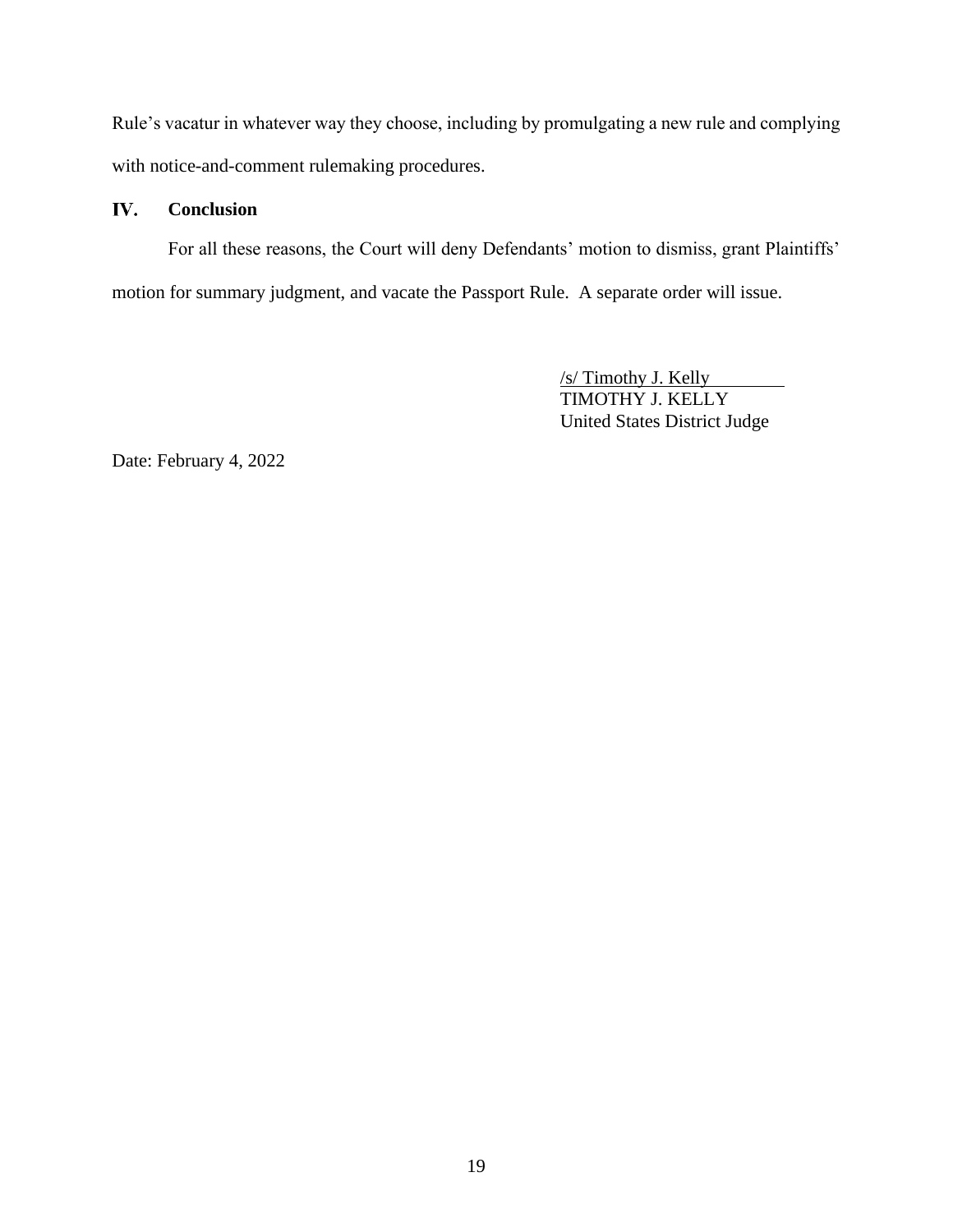Rule's vacatur in whatever way they choose, including by promulgating a new rule and complying with notice-and-comment rulemaking procedures.

## IV. Conclusion

For all these reasons, the Court will deny Defendants' motion to dismiss, grant Plaintiffs' motion for summary judgment, and vacate the Passport Rule. A separate order will issue.

/s/ Timothy J. Kelly
TIMOTHY J. KELLY
United States District Judge

Date: February 4, 2022